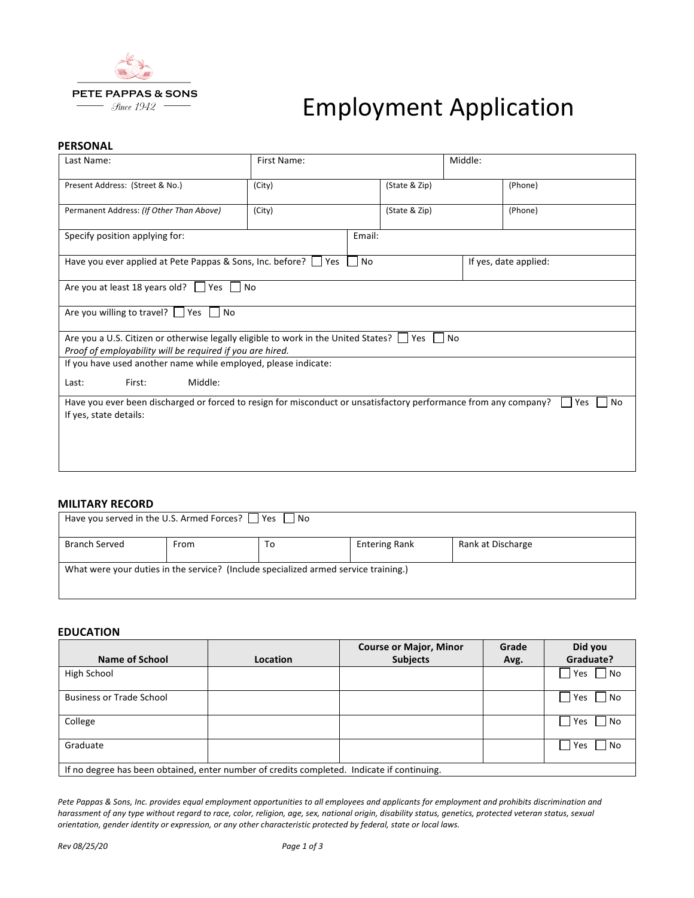PETE PAPPAS & SONS

*Since 1942*

# Employment Application

## PERSONAL

| Last Name: | First Name: | Middle: |
|---|---|---|

| Present Address: (Street & No.) | (City) | (State & Zip) | (Phone) |
|---|---|---|---|
| Permanent Address: *(If Other Than Above)* | (City) | (State & Zip) | (Phone) |

| Specify position applying for: | Email: |
|---|---|

Have you ever applied at Pete Pappas & Sons, Inc. before? ☐ Yes ☐ No    If yes, date applied:

Are you at least 18 years old? ☐ Yes ☐ No

Are you willing to travel? ☐ Yes ☐ No

Are you a U.S. Citizen or otherwise legally eligible to work in the United States? ☐ Yes ☐ No
*Proof of employability will be required if you are hired.*

If you have used another name while employed, please indicate:

Last: First: Middle:

Have you ever been discharged or forced to resign for misconduct or unsatisfactory performance from any company? ☐ Yes ☐ No
If yes, state details:

## MILITARY RECORD

Have you served in the U.S. Armed Forces? ☐ Yes ☐ No

| Branch Served | From | To | Entering Rank | Rank at Discharge |
|---|---|---|---|---|

What were your duties in the service? (Include specialized armed service training.)

## EDUCATION

| Name of School | Location | Course or Major, Minor Subjects | Grade Avg. | Did you Graduate? |
|---|---|---|---|---|
| High School | | | | ☐ Yes ☐ No |
| Business or Trade School | | | | ☐ Yes ☐ No |
| College | | | | ☐ Yes ☐ No |
| Graduate | | | | ☐ Yes ☐ No |

If no degree has been obtained, enter number of credits completed. Indicate if continuing.

*Pete Pappas & Sons, Inc. provides equal employment opportunities to all employees and applicants for employment and prohibits discrimination and harassment of any type without regard to race, color, religion, age, sex, national origin, disability status, genetics, protected veteran status, sexual orientation, gender identity or expression, or any other characteristic protected by federal, state or local laws.*

*Rev 08/25/20*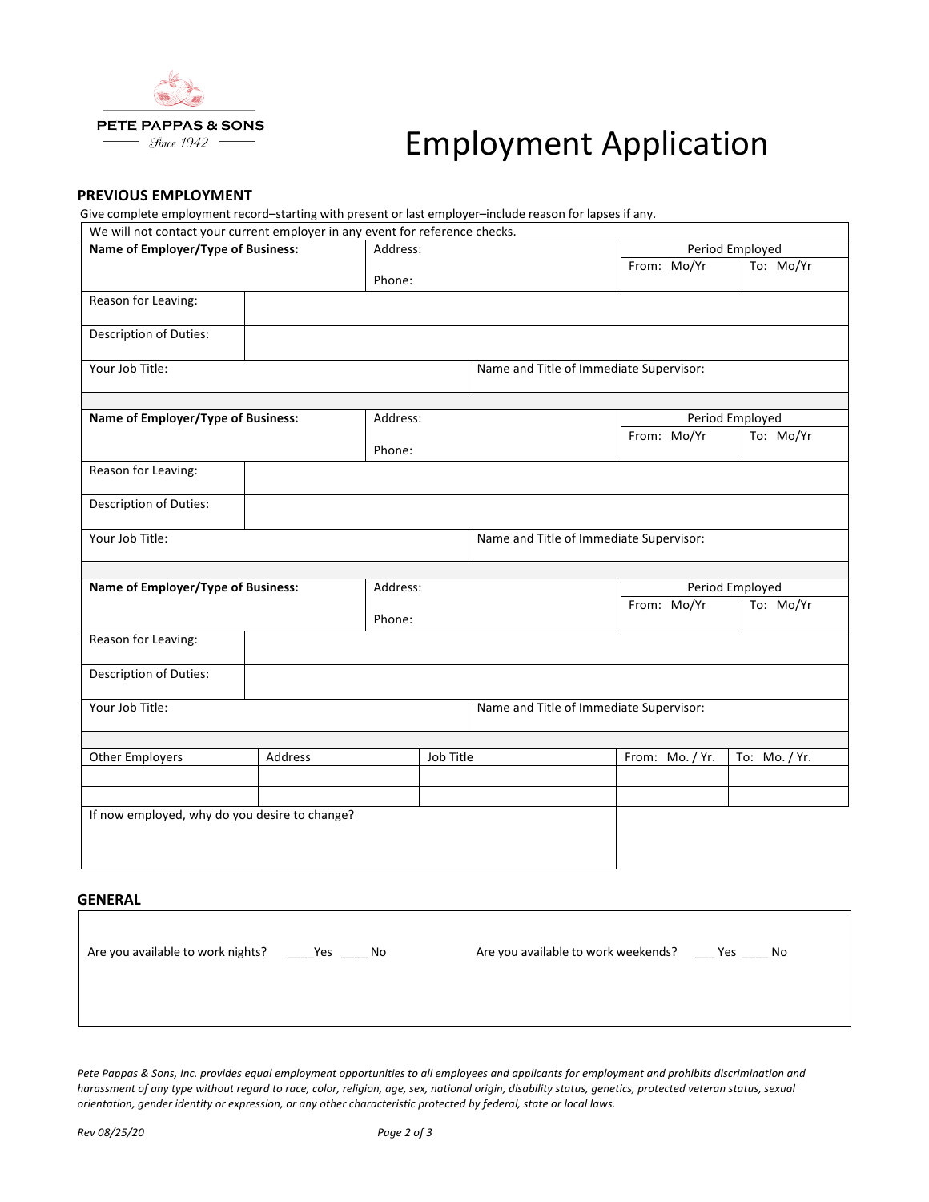PETE PAPPAS & SONS
Since 1942

# Employment Application

## PREVIOUS EMPLOYMENT

Give complete employment record–starting with present or last employer–include reason for lapses if any.

We will not contact your current employer in any event for reference checks.

| **Name of Employer/Type of Business:** | Address: <br> Phone: | Period Employed | |
|---|---|---|---|
| | | From: Mo/Yr | To: Mo/Yr |
| Reason for Leaving: | | | |
| Description of Duties: | | | |
| Your Job Title: | Name and Title of Immediate Supervisor: | | |

| **Name of Employer/Type of Business:** | Address: <br> Phone: | Period Employed | |
|---|---|---|---|
| | | From: Mo/Yr | To: Mo/Yr |
| Reason for Leaving: | | | |
| Description of Duties: | | | |
| Your Job Title: | Name and Title of Immediate Supervisor: | | |

| **Name of Employer/Type of Business:** | Address: <br> Phone: | Period Employed | |
|---|---|---|---|
| | | From: Mo/Yr | To: Mo/Yr |
| Reason for Leaving: | | | |
| Description of Duties: | | | |
| Your Job Title: | Name and Title of Immediate Supervisor: | | |

| Other Employers | Address | Job Title | From: Mo. / Yr. | To: Mo. / Yr. |
|---|---|---|---|---|
| | | | | |
| | | | | |

If now employed, why do you desire to change?

## GENERAL

Are you available to work nights? ____Yes ____ No

Are you available to work weekends? ___ Yes ____ No

*Pete Pappas & Sons, Inc. provides equal employment opportunities to all employees and applicants for employment and prohibits discrimination and harassment of any type without regard to race, color, religion, age, sex, national origin, disability status, genetics, protected veteran status, sexual orientation, gender identity or expression, or any other characteristic protected by federal, state or local laws.*

*Rev 08/25/20*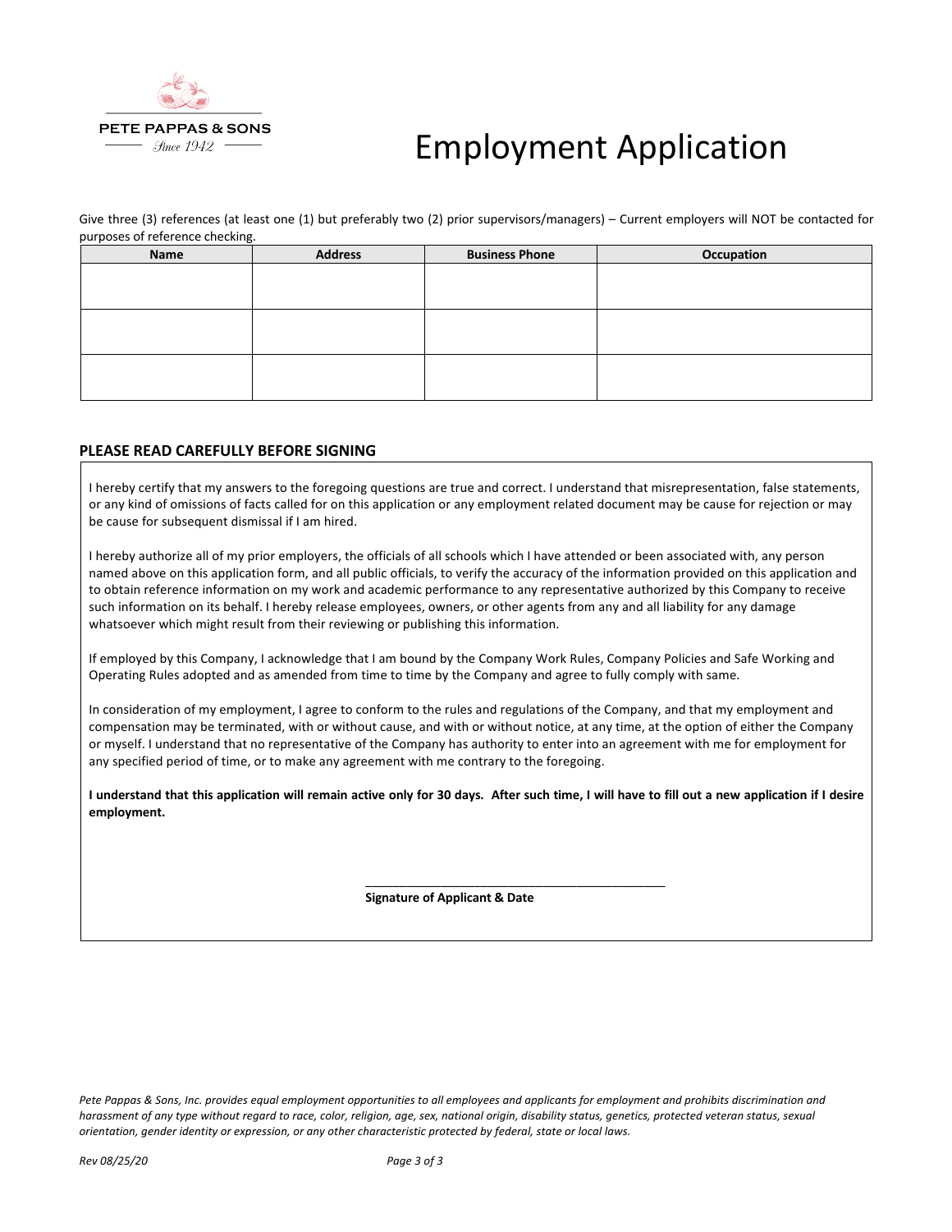PETE PAPPAS & SONS

Since 1942

# Employment Application

Give three (3) references (at least one (1) but preferably two (2) prior supervisors/managers) – Current employers will NOT be contacted for purposes of reference checking.

| Name | Address | Business Phone | Occupation |
|---|---|---|---|
| | | | |
| | | | |
| | | | |

## PLEASE READ CAREFULLY BEFORE SIGNING

I hereby certify that my answers to the foregoing questions are true and correct. I understand that misrepresentation, false statements, or any kind of omissions of facts called for on this application or any employment related document may be cause for rejection or may be cause for subsequent dismissal if I am hired.

I hereby authorize all of my prior employers, the officials of all schools which I have attended or been associated with, any person named above on this application form, and all public officials, to verify the accuracy of the information provided on this application and to obtain reference information on my work and academic performance to any representative authorized by this Company to receive such information on its behalf. I hereby release employees, owners, or other agents from any and all liability for any damage whatsoever which might result from their reviewing or publishing this information.

If employed by this Company, I acknowledge that I am bound by the Company Work Rules, Company Policies and Safe Working and Operating Rules adopted and as amended from time to time by the Company and agree to fully comply with same.

In consideration of my employment, I agree to conform to the rules and regulations of the Company, and that my employment and compensation may be terminated, with or without cause, and with or without notice, at any time, at the option of either the Company or myself. I understand that no representative of the Company has authority to enter into an agreement with me for employment for any specified period of time, or to make any agreement with me contrary to the foregoing.

**I understand that this application will remain active only for 30 days. After such time, I will have to fill out a new application if I desire employment.**

______________________________________________

**Signature of Applicant & Date**

*Pete Pappas & Sons, Inc. provides equal employment opportunities to all employees and applicants for employment and prohibits discrimination and harassment of any type without regard to race, color, religion, age, sex, national origin, disability status, genetics, protected veteran status, sexual orientation, gender identity or expression, or any other characteristic protected by federal, state or local laws.*

*Rev 08/25/20*